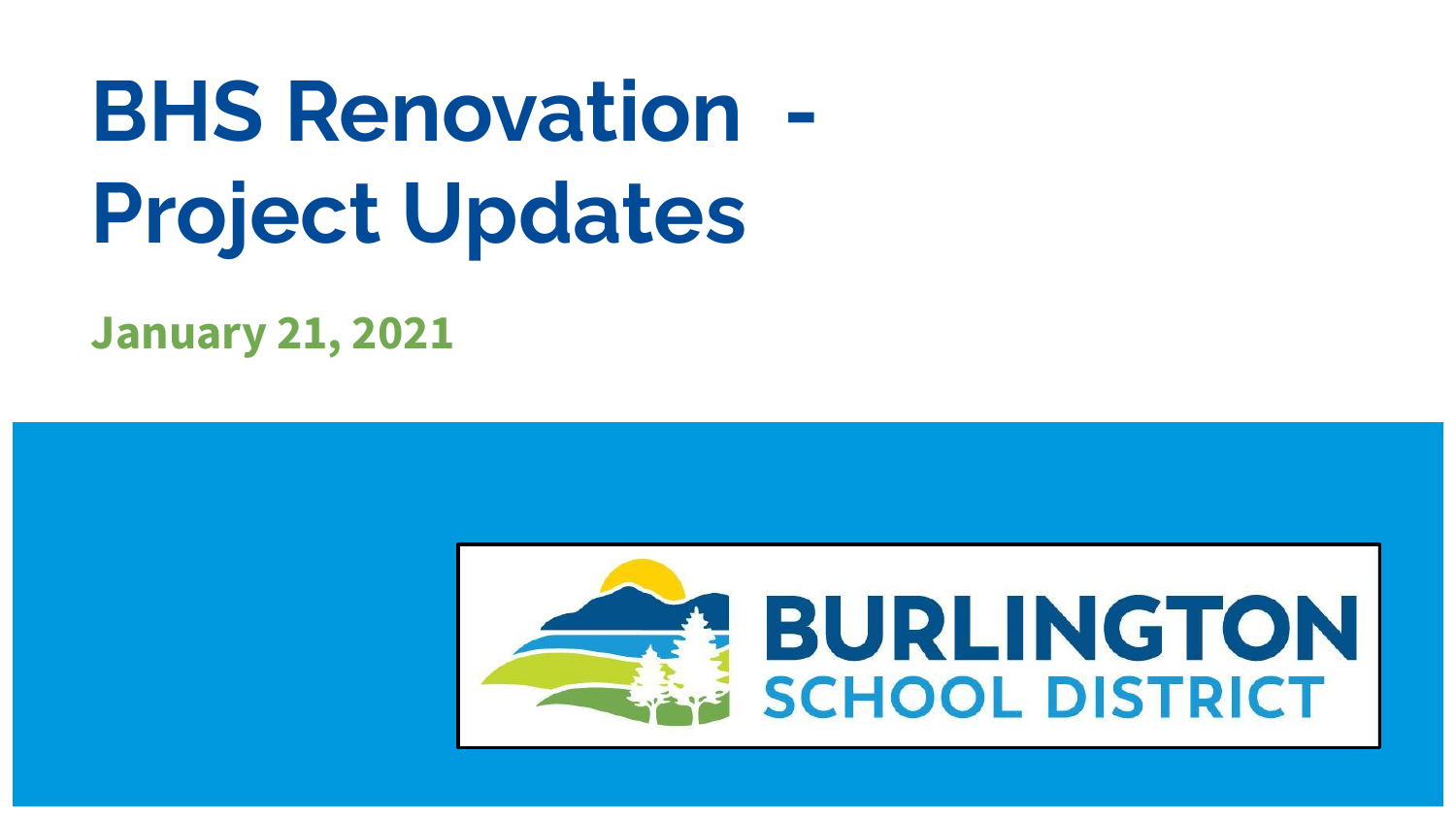# BHS Renovation - Project Updates

**January 21, 2021**

BURLINGTON
SCHOOL DISTRICT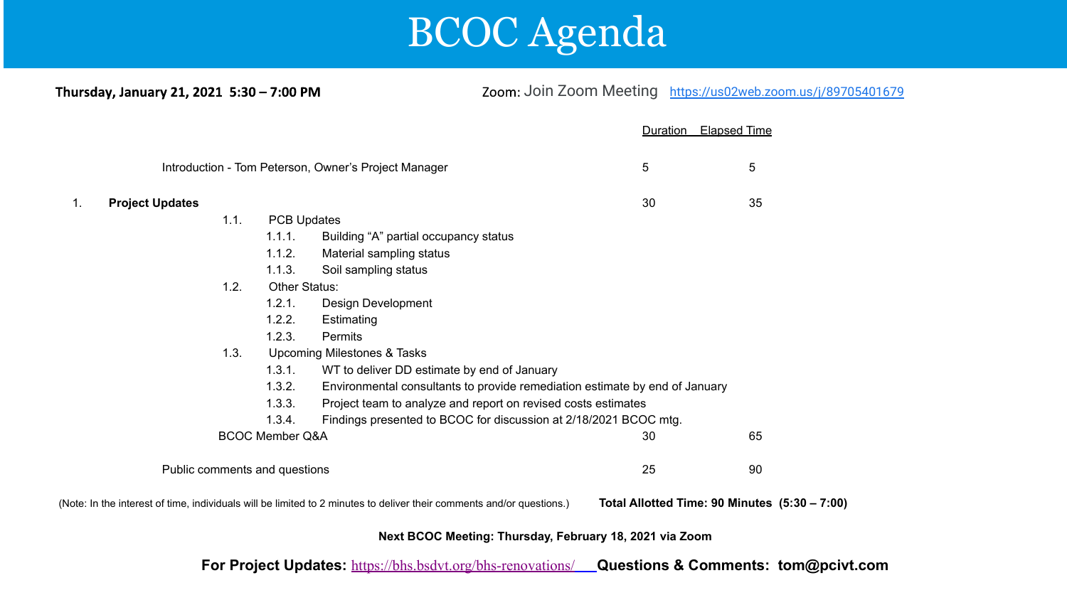# BCOC Agenda

**Thursday, January 21, 2021 5:30 – 7:00 PM**

Zoom: Join Zoom Meeting https://us02web.zoom.us/j/89705401679

| Item | Duration | Elapsed Time |
| --- | --- | --- |
| Introduction - Tom Peterson, Owner's Project Manager | 5 | 5 |
| 1. **Project Updates** | 30 | 35 |
| 1.1. PCB Updates | | |
| 1.1.1. Building "A" partial occupancy status | | |
| 1.1.2. Material sampling status | | |
| 1.1.3. Soil sampling status | | |
| 1.2. Other Status: | | |
| 1.2.1. Design Development | | |
| 1.2.2. Estimating | | |
| 1.2.3. Permits | | |
| 1.3. Upcoming Milestones & Tasks | | |
| 1.3.1. WT to deliver DD estimate by end of January | | |
| 1.3.2. Environmental consultants to provide remediation estimate by end of January | | |
| 1.3.3. Project team to analyze and report on revised costs estimates | | |
| 1.3.4. Findings presented to BCOC for discussion at 2/18/2021 BCOC mtg. | | |
| BCOC Member Q&A | 30 | 65 |
| Public comments and questions | 25 | 90 |

(Note: In the interest of time, individuals will be limited to 2 minutes to deliver their comments and/or questions.)

**Total Allotted Time: 90 Minutes (5:30 – 7:00)**

**Next BCOC Meeting: Thursday, February 18, 2021 via Zoom**

**For Project Updates:** https://bhs.bsdvt.org/bhs-renovations/ **Questions & Comments: tom@pcivt.com**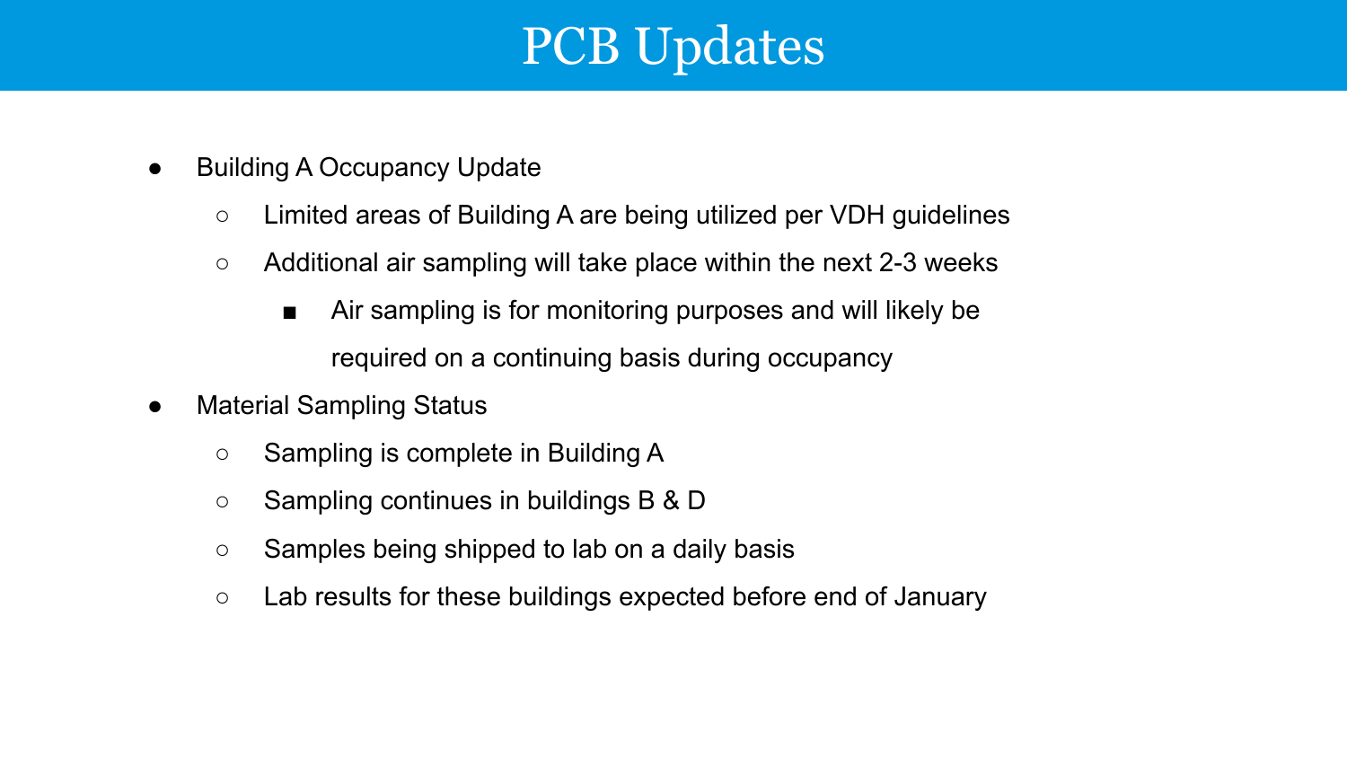# PCB Updates

- Building A Occupancy Update
  - Limited areas of Building A are being utilized per VDH guidelines
  - Additional air sampling will take place within the next 2-3 weeks
    - Air sampling is for monitoring purposes and will likely be required on a continuing basis during occupancy
- Material Sampling Status
  - Sampling is complete in Building A
  - Sampling continues in buildings B & D
  - Samples being shipped to lab on a daily basis
  - Lab results for these buildings expected before end of January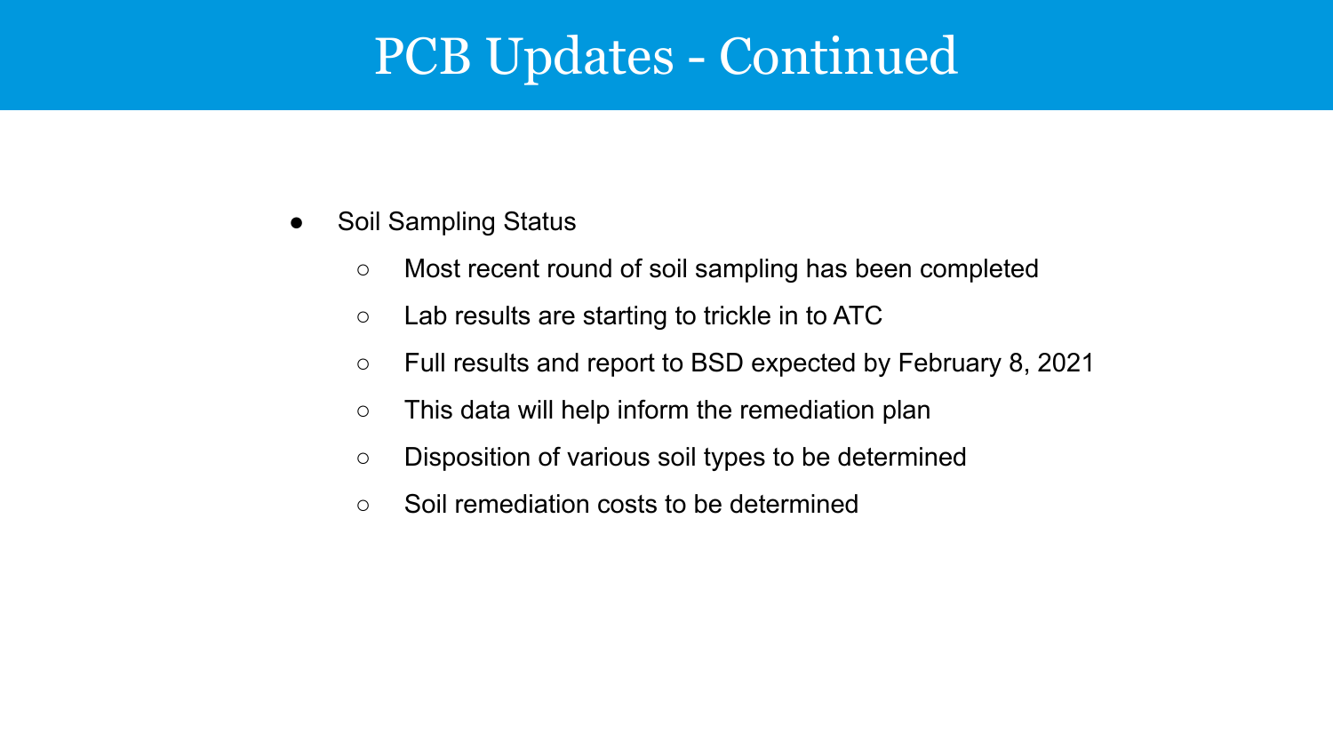# PCB Updates - Continued

- Soil Sampling Status
  - Most recent round of soil sampling has been completed
  - Lab results are starting to trickle in to ATC
  - Full results and report to BSD expected by February 8, 2021
  - This data will help inform the remediation plan
  - Disposition of various soil types to be determined
  - Soil remediation costs to be determined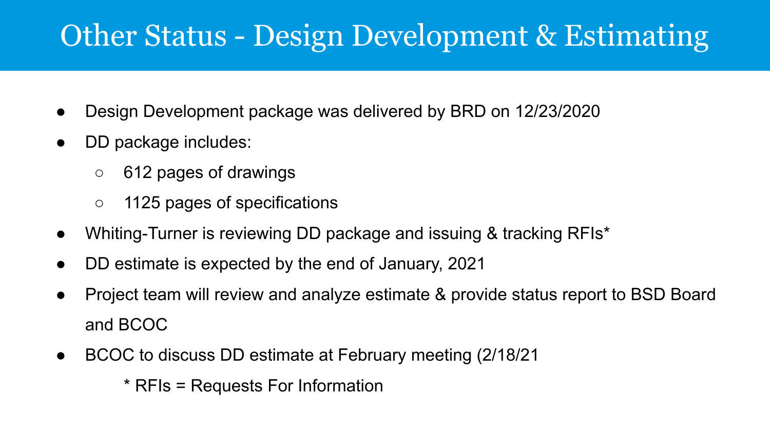# Other Status - Design Development & Estimating

- Design Development package was delivered by BRD on 12/23/2020
- DD package includes:
  - 612 pages of drawings
  - 1125 pages of specifications
- Whiting-Turner is reviewing DD package and issuing & tracking RFIs*
- DD estimate is expected by the end of January, 2021
- Project team will review and analyze estimate & provide status report to BSD Board and BCOC
- BCOC to discuss DD estimate at February meeting (2/18/21

  * RFIs = Requests For Information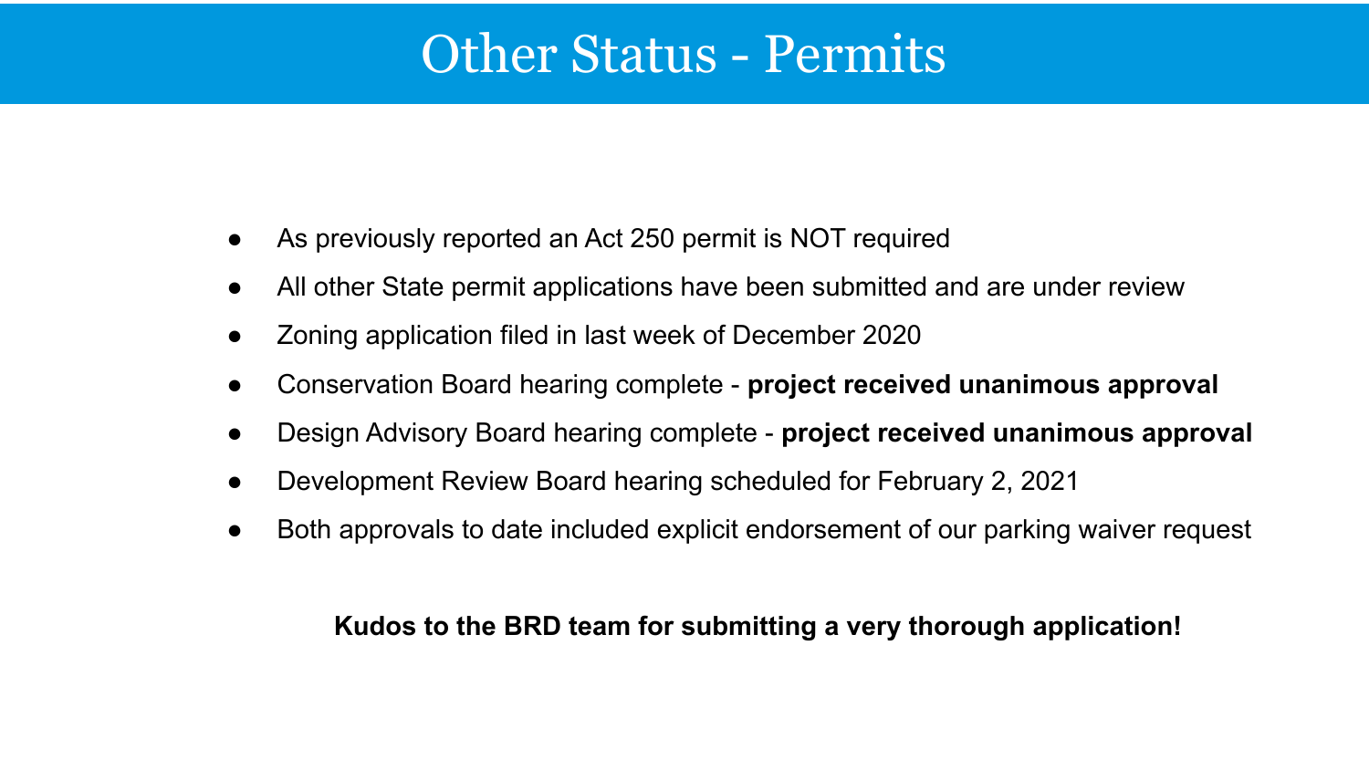# Other Status - Permits

- As previously reported an Act 250 permit is NOT required
- All other State permit applications have been submitted and are under review
- Zoning application filed in last week of December 2020
- Conservation Board hearing complete - **project received unanimous approval**
- Design Advisory Board hearing complete - **project received unanimous approval**
- Development Review Board hearing scheduled for February 2, 2021
- Both approvals to date included explicit endorsement of our parking waiver request

**Kudos to the BRD team for submitting a very thorough application!**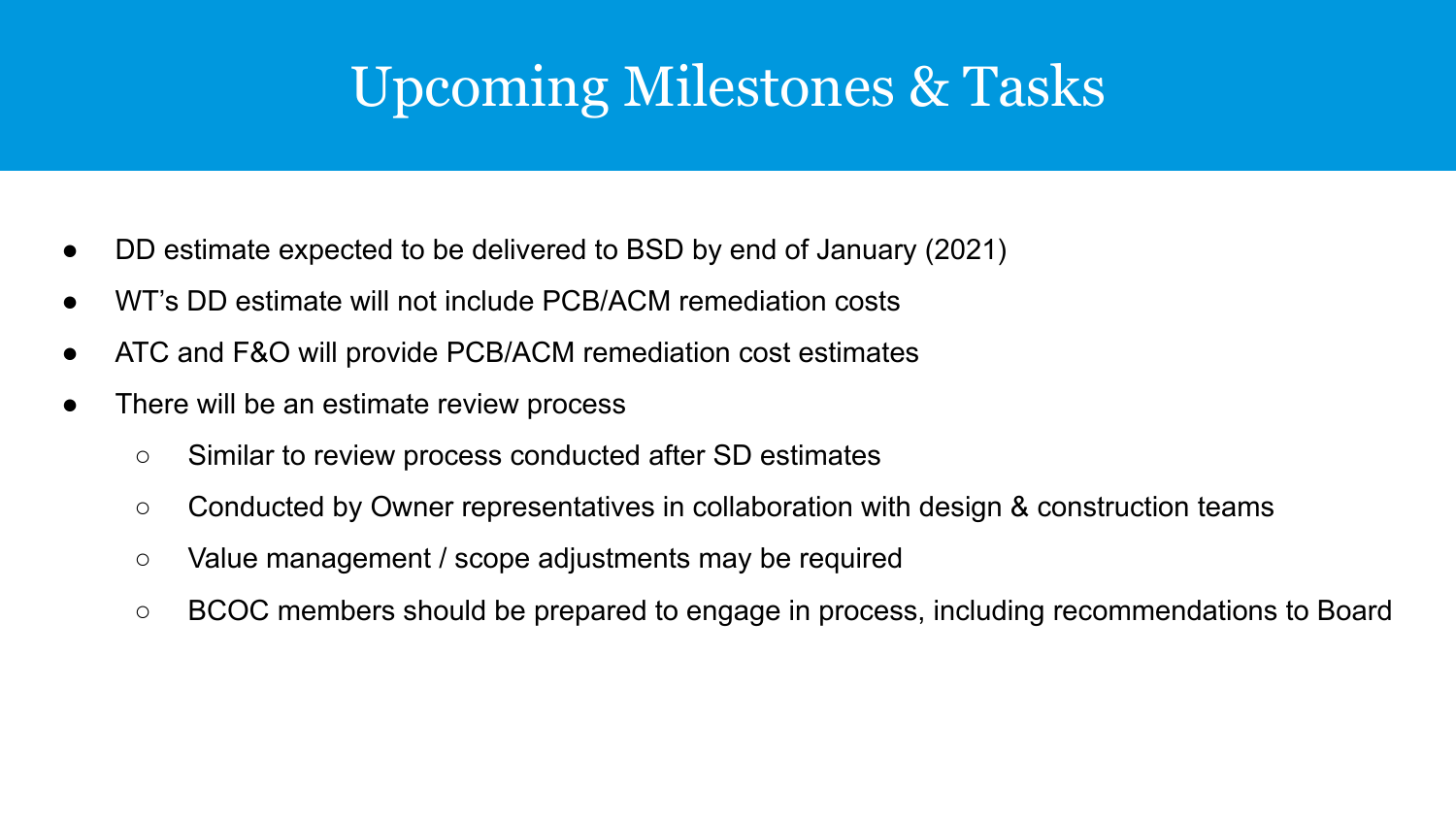# Upcoming Milestones & Tasks

- DD estimate expected to be delivered to BSD by end of January (2021)
- WT's DD estimate will not include PCB/ACM remediation costs
- ATC and F&O will provide PCB/ACM remediation cost estimates
- There will be an estimate review process
  - Similar to review process conducted after SD estimates
  - Conducted by Owner representatives in collaboration with design & construction teams
  - Value management / scope adjustments may be required
  - BCOC members should be prepared to engage in process, including recommendations to Board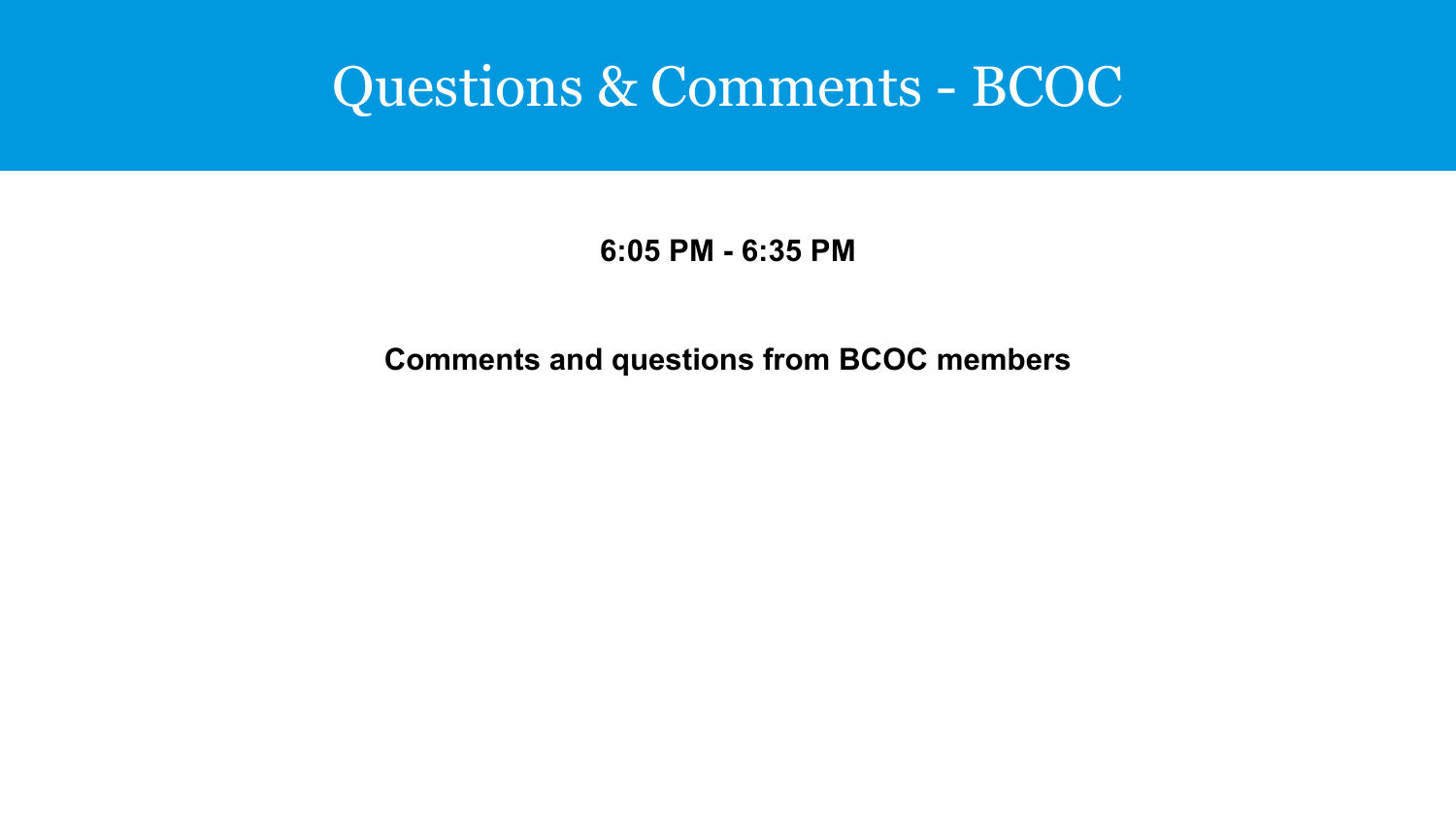# Questions & Comments - BCOC

**6:05 PM - 6:35 PM**

**Comments and questions from BCOC members**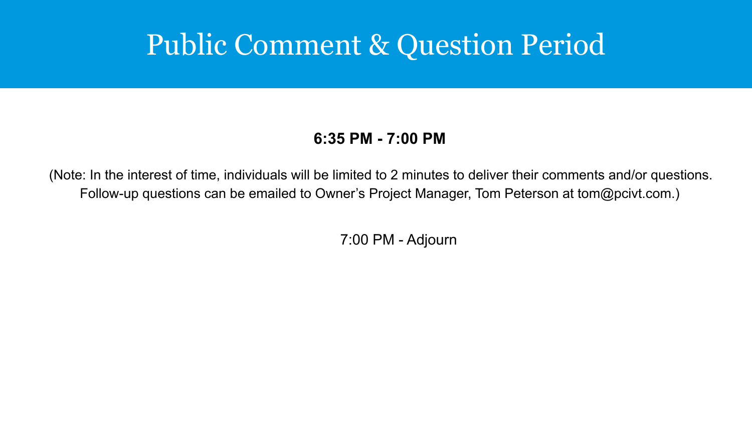# Public Comment & Question Period

**6:35 PM - 7:00 PM**

(Note: In the interest of time, individuals will be limited to 2 minutes to deliver their comments and/or questions. Follow-up questions can be emailed to Owner's Project Manager, Tom Peterson at tom@pcivt.com.)

7:00 PM - Adjourn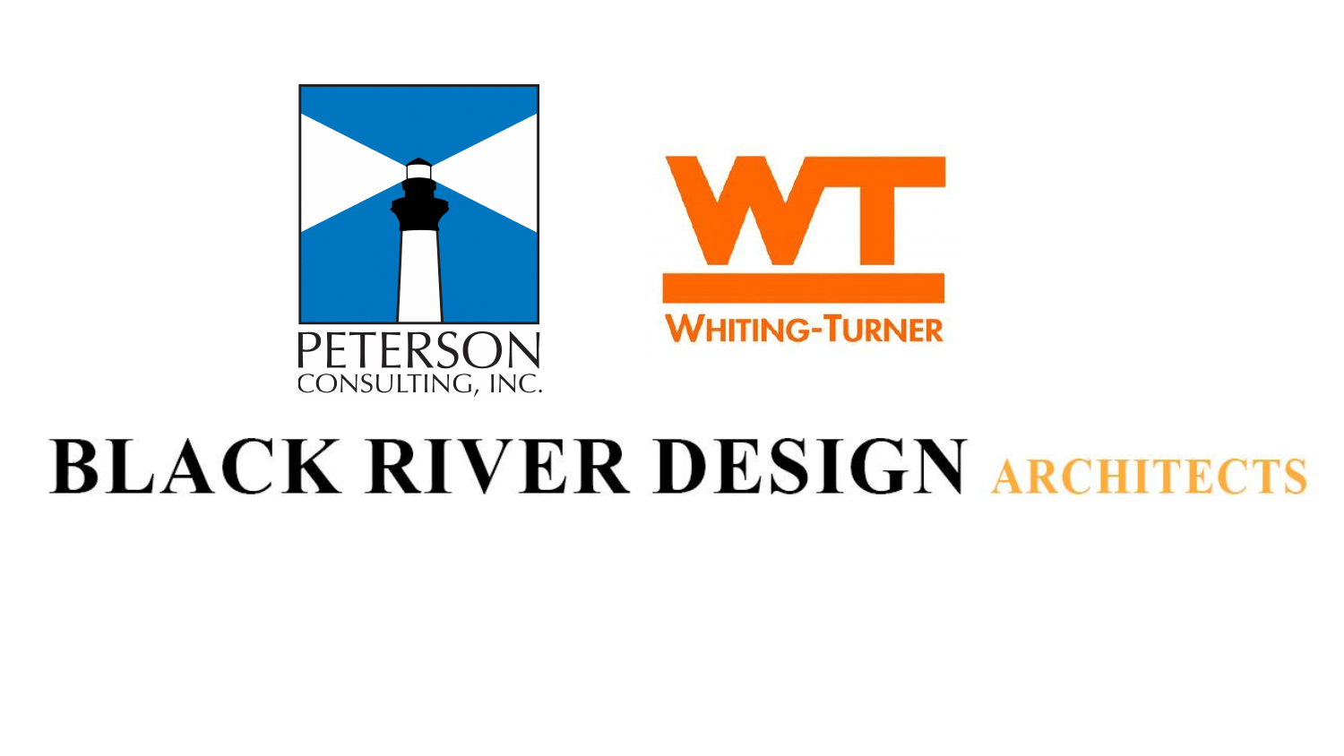PETERSON
CONSULTING, INC.

WT
WHITING-TURNER

BLACK RIVER DESIGN ARCHITECTS